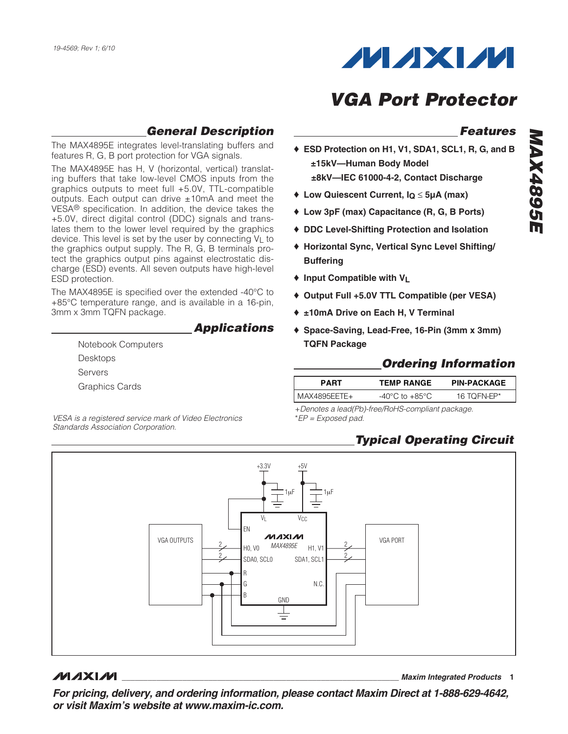19-4569; Rev 1; 6/10

# VGA Port Protector

## General Description

The MAX4895E integrates level-translating buffers and features R, G, B port protection for VGA signals.

The MAX4895E has H, V (horizontal, vertical) translating buffers that take low-level CMOS inputs from the graphics outputs to meet full +5.0V, TTL-compatible outputs. Each output can drive ±10mA and meet the VESA® specification. In addition, the device takes the +5.0V, direct digital control (DDC) signals and translates them to the lower level required by the graphics device. This level is set by the user by connecting $V_L$ to the graphics output supply. The R, G, B terminals protect the graphics output pins against electrostatic discharge (ESD) events. All seven outputs have high-level ESD protection.

The MAX4895E is specified over the extended -40°C to +85°C temperature range, and is available in a 16-pin, 3mm x 3mm TQFN package.

## Applications

Notebook Computers

Desktops

Servers

Graphics Cards

*VESA is a registered service mark of Video Electronics Standards Association Corporation.*

## Features

- **ESD Protection on H1, V1, SDA1, SCL1, R, G, and B**
  - **±15kV—Human Body Model**
  - **±8kV—IEC 61000-4-2, Contact Discharge**
- **Low Quiescent Current, $I_Q \leq 5\mu A$ (max)**
- **Low 3pF (max) Capacitance (R, G, B Ports)**
- **DDC Level-Shifting Protection and Isolation**
- **Horizontal Sync, Vertical Sync Level Shifting/ Buffering**
- **Input Compatible with $V_L$**
- **Output Full +5.0V TTL Compatible (per VESA)**
- **±10mA Drive on Each H, V Terminal**
- **Space-Saving, Lead-Free, 16-Pin (3mm x 3mm) TQFN Package**

## Ordering Information

| PART | TEMP RANGE | PIN-PACKAGE |
|---|---|---|
| MAX4895EETE+ | -40°C to +85°C | 16 TQFN-EP* |

*+Denotes a lead(Pb)-free/RoHS-compliant package.*
*\*EP = Exposed pad.*

## Typical Operating Circuit

+3.3V
+5V
1µF
1µF
$V_L$
$V_{CC}$
EN
MAXIM
MAX4895E
VGA OUTPUTS
H0, V0
SDA0, SCL0
R
G
B
H1, V1
SDA1, SCL1
N.C.
GND
VGA PORT
2
2
2
2

**MAXIM** Maxim Integrated Products

***For pricing, delivery, and ordering information, please contact Maxim Direct at 1-888-629-4642, or visit Maxim's website at www.maxim-ic.com.***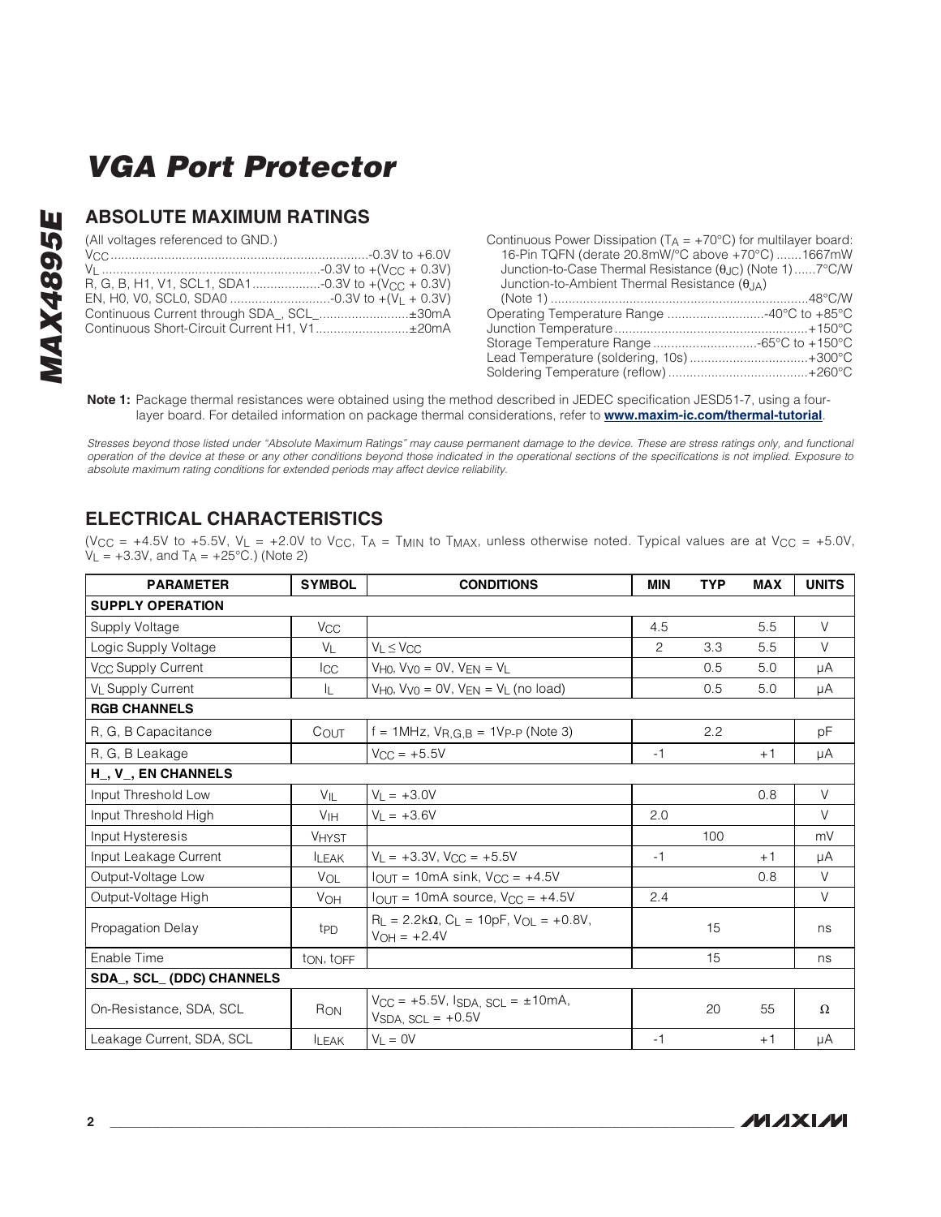# VGA Port Protector

## ABSOLUTE MAXIMUM RATINGS

(All voltages referenced to GND.)

$V_{CC}$ ........................................................................-0.3V to +6.0V

$V_L$ .............................................................-0.3V to +($V_{CC}$ + 0.3V)

R, G, B, H1, V1, SCL1, SDA1...................-0.3V to +($V_{CC}$ + 0.3V)

EN, H0, V0, SCL0, SDA0 ............................-0.3V to +($V_L$ + 0.3V)

Continuous Current through SDA_, SCL_.........................±30mA

Continuous Short-Circuit Current H1, V1..........................±20mA

Continuous Power Dissipation ($T_A$ = +70°C) for multilayer board:

16-Pin TQFN (derate 20.8mW/°C above +70°C) .......1667mW

Junction-to-Case Thermal Resistance ($\theta_{JC}$) (Note 1) ......7°C/W

Junction-to-Ambient Thermal Resistance ($\theta_{JA}$) (Note 1) ........................................................................48°C/W

Operating Temperature Range ...........................-40°C to +85°C

Junction Temperature......................................................+150°C

Storage Temperature Range .............................-65°C to +150°C

Lead Temperature (soldering, 10s) .................................+300°C

Soldering Temperature (reflow) .......................................+260°C

**Note 1:** Package thermal resistances were obtained using the method described in JEDEC specification JESD51-7, using a four-layer board. For detailed information on package thermal considerations, refer to **www.maxim-ic.com/thermal-tutorial**.

*Stresses beyond those listed under "Absolute Maximum Ratings" may cause permanent damage to the device. These are stress ratings only, and functional operation of the device at these or any other conditions beyond those indicated in the operational sections of the specifications is not implied. Exposure to absolute maximum rating conditions for extended periods may affect device reliability.*

## ELECTRICAL CHARACTERISTICS

($V_{CC}$ = +4.5V to +5.5V, $V_L$ = +2.0V to $V_{CC}$, $T_A$ = $T_{MIN}$ to $T_{MAX}$, unless otherwise noted. Typical values are at $V_{CC}$ = +5.0V, $V_L$ = +3.3V, and $T_A$ = +25°C.) (Note 2)

| PARAMETER | SYMBOL | CONDITIONS | MIN | TYP | MAX | UNITS |
|---|---|---|---|---|---|---|
| **SUPPLY OPERATION** | | | | | | |
| Supply Voltage | $V_{CC}$ | | 4.5 | | 5.5 | V |
| Logic Supply Voltage | $V_L$ | $V_L \leq V_{CC}$ | 2 | 3.3 | 5.5 | V |
| $V_{CC}$ Supply Current | $I_{CC}$ | $V_{H0}$, $V_{V0}$ = 0V, $V_{EN}$ = $V_L$ | | 0.5 | 5.0 | µA |
| $V_L$ Supply Current | $I_L$ | $V_{H0}$, $V_{V0}$ = 0V, $V_{EN}$ = $V_L$ (no load) | | 0.5 | 5.0 | µA |
| **RGB CHANNELS** | | | | | | |
| R, G, B Capacitance | $C_{OUT}$ | f = 1MHz, $V_{R,G,B}$ = $1V_{P-P}$ (Note 3) | | 2.2 | | pF |
| R, G, B Leakage | | $V_{CC}$ = +5.5V | -1 | | +1 | µA |
| **H_, V_, EN CHANNELS** | | | | | | |
| Input Threshold Low | $V_{IL}$ | $V_L$ = +3.0V | | | 0.8 | V |
| Input Threshold High | $V_{IH}$ | $V_L$ = +3.6V | 2.0 | | | V |
| Input Hysteresis | $V_{HYST}$ | | | 100 | | mV |
| Input Leakage Current | $I_{LEAK}$ | $V_L$ = +3.3V, $V_{CC}$ = +5.5V | -1 | | +1 | µA |
| Output-Voltage Low | $V_{OL}$ | $I_{OUT}$ = 10mA sink, $V_{CC}$ = +4.5V | | | 0.8 | V |
| Output-Voltage High | $V_{OH}$ | $I_{OUT}$ = 10mA source, $V_{CC}$ = +4.5V | 2.4 | | | V |
| Propagation Delay | $t_{PD}$ | $R_L$ = 2.2kΩ, $C_L$ = 10pF, $V_{OL}$ = +0.8V, $V_{OH}$ = +2.4V | | 15 | | ns |
| Enable Time | $t_{ON}$, $t_{OFF}$ | | | 15 | | ns |
| **SDA_, SCL_ (DDC) CHANNELS** | | | | | | |
| On-Resistance, SDA, SCL | $R_{ON}$ | $V_{CC}$ = +5.5V, $I_{SDA, SCL}$ = ±10mA, $V_{SDA, SCL}$ = +0.5V | | 20 | 55 | Ω |
| Leakage Current, SDA, SCL | $I_{LEAK}$ | $V_L$ = 0V | -1 | | +1 | µA |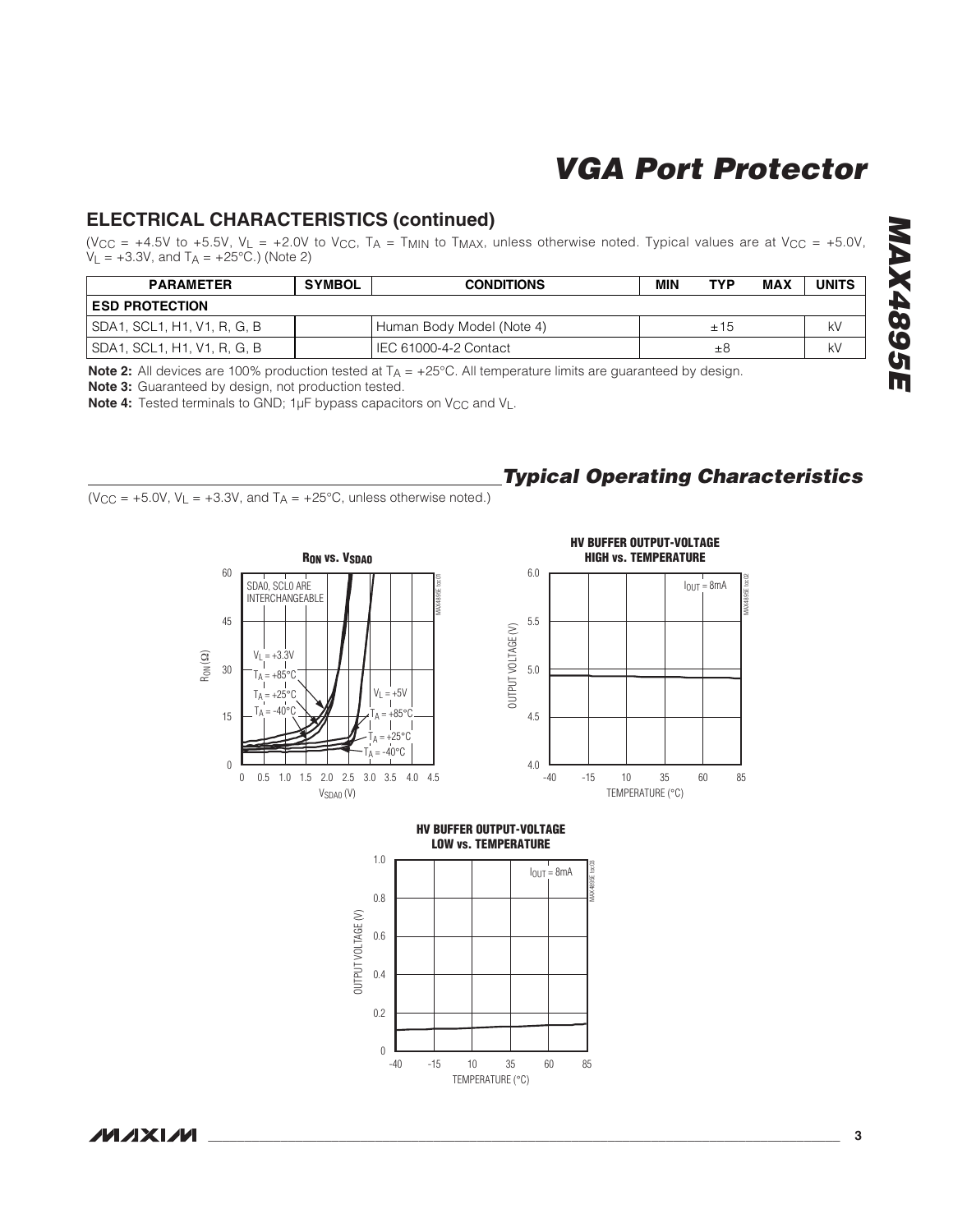## ELECTRICAL CHARACTERISTICS (continued)

($V_{CC}$ = +4.5V to +5.5V, $V_L$ = +2.0V to $V_{CC}$, $T_A$ = $T_{MIN}$ to $T_{MAX}$, unless otherwise noted. Typical values are at $V_{CC}$ = +5.0V, $V_L$ = +3.3V, and $T_A$ = +25°C.) (Note 2)

| PARAMETER | SYMBOL | CONDITIONS | MIN | TYP | MAX | UNITS |
|---|---|---|---|---|---|---|
| **ESD PROTECTION** | | | | | | |
| SDA1, SCL1, H1, V1, R, G, B | | Human Body Model (Note 4) | | ±15 | | kV |
| SDA1, SCL1, H1, V1, R, G, B | | IEC 61000-4-2 Contact | | ±8 | | kV |

**Note 2:** All devices are 100% production tested at $T_A$ = +25°C. All temperature limits are guaranteed by design.

**Note 3:** Guaranteed by design, not production tested.

**Note 4:** Tested terminals to GND; 1µF bypass capacitors on $V_{CC}$ and $V_L$.

## *Typical Operating Characteristics*

($V_{CC}$ = +5.0V, $V_L$ = +3.3V, and $T_A$ = +25°C, unless otherwise noted.)

$R_{ON}$ vs. $V_{SDA0}$

MAX4895E toc01

SDA0, SCL0 ARE INTERCHANGEABLE

$V_L$ = +3.3V

$T_A$ = +85°C

$T_A$ = +25°C

$T_A$ = -40°C

$V_L$ = +5V

$T_A$ = +85°C

$T_A$ = +25°C

$T_A$ = -40°C

$R_{ON}$ (Ω)

0, 15, 30, 45, 60

0, 0.5, 1.0, 1.5, 2.0, 2.5, 3.0, 3.5, 4.0, 4.5

$V_{SDA0}$ (V)

HV BUFFER OUTPUT-VOLTAGE HIGH vs. TEMPERATURE

MAX4895E toc02

$I_{OUT}$ = 8mA

OUTPUT VOLTAGE (V)

4.0, 4.5, 5.0, 5.5, 6.0

-40, -15, 10, 35, 60, 85

TEMPERATURE (°C)

HV BUFFER OUTPUT-VOLTAGE LOW vs. TEMPERATURE

MAX4895E toc03

$I_{OUT}$ = 8mA

OUTPUT VOLTAGE (V)

0, 0.2, 0.4, 0.6, 0.8, 1.0

-40, -15, 10, 35, 60, 85

TEMPERATURE (°C)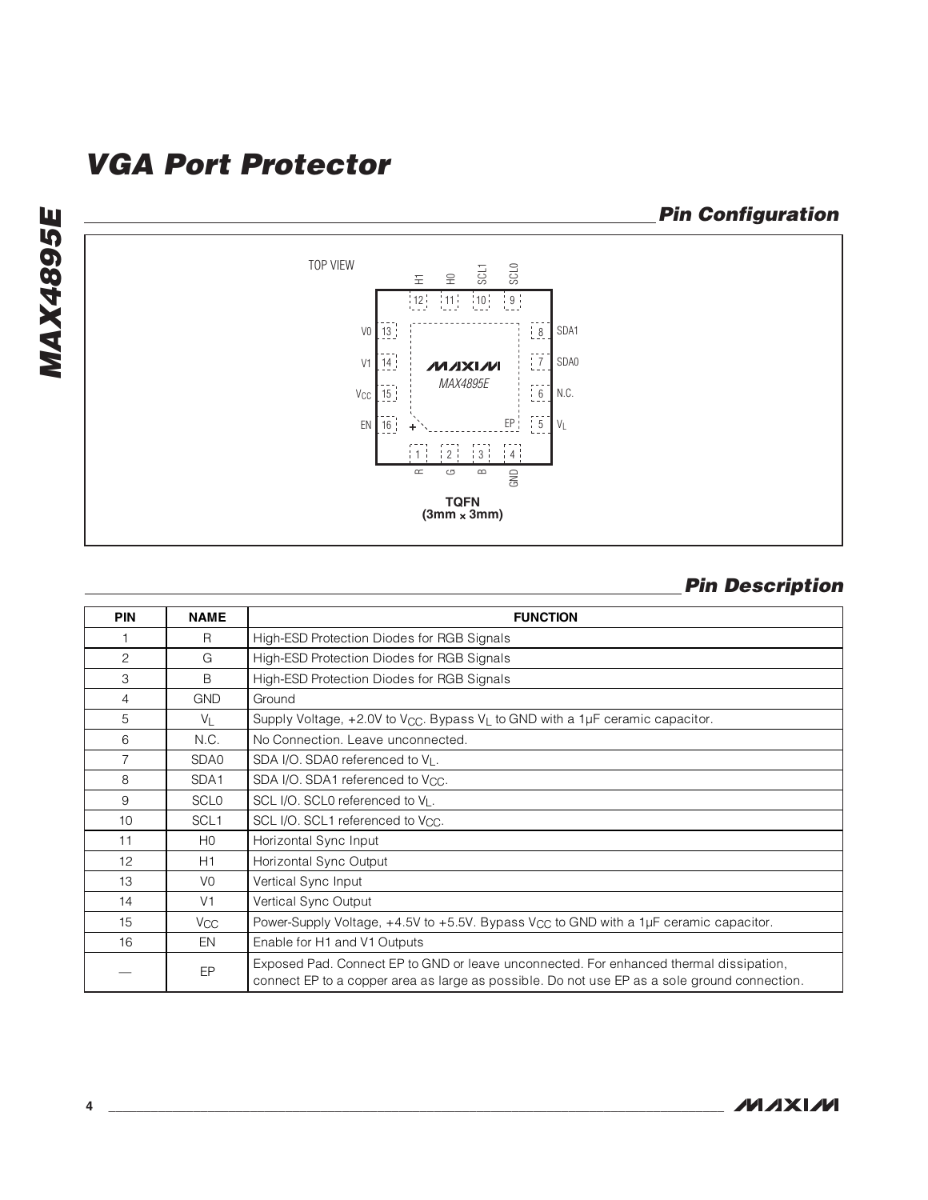## Pin Configuration

TOP VIEW

TQFN
(3mm x 3mm)

## Pin Description

| PIN | NAME | FUNCTION |
|---|---|---|
| 1 | R | High-ESD Protection Diodes for RGB Signals |
| 2 | G | High-ESD Protection Diodes for RGB Signals |
| 3 | B | High-ESD Protection Diodes for RGB Signals |
| 4 | GND | Ground |
| 5 | $V_L$ | Supply Voltage, +2.0V to $V_{CC}$. Bypass $V_L$ to GND with a 1µF ceramic capacitor. |
| 6 | N.C. | No Connection. Leave unconnected. |
| 7 | SDA0 | SDA I/O. SDA0 referenced to $V_L$. |
| 8 | SDA1 | SDA I/O. SDA1 referenced to $V_{CC}$. |
| 9 | SCL0 | SCL I/O. SCL0 referenced to $V_L$. |
| 10 | SCL1 | SCL I/O. SCL1 referenced to $V_{CC}$. |
| 11 | H0 | Horizontal Sync Input |
| 12 | H1 | Horizontal Sync Output |
| 13 | V0 | Vertical Sync Input |
| 14 | V1 | Vertical Sync Output |
| 15 | $V_{CC}$ | Power-Supply Voltage, +4.5V to +5.5V. Bypass $V_{CC}$ to GND with a 1µF ceramic capacitor. |
| 16 | EN | Enable for H1 and V1 Outputs |
| — | EP | Exposed Pad. Connect EP to GND or leave unconnected. For enhanced thermal dissipation, connect EP to a copper area as large as possible. Do not use EP as a sole ground connection. |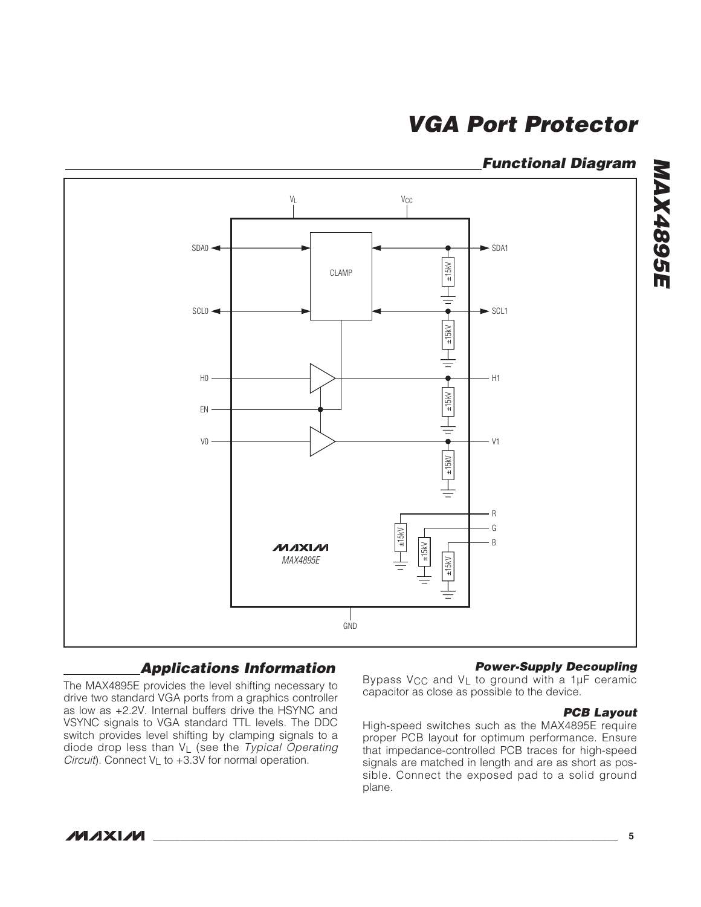## Functional Diagram

V_L

V_CC

SDA0

SCL0

H0

EN

V0

CLAMP

SDA1

SCL1

H1

V1

R

G

B

±15kV

MAXIM

MAX4895E

GND

## Applications Information

The MAX4895E provides the level shifting necessary to drive two standard VGA ports from a graphics controller as low as +2.2V. Internal buffers drive the HSYNC and VSYNC signals to VGA standard TTL levels. The DDC switch provides level shifting by clamping signals to a diode drop less than $V_L$ (see the *Typical Operating Circuit*). Connect $V_L$ to +3.3V for normal operation.

### Power-Supply Decoupling

Bypass $V_{CC}$ and $V_L$ to ground with a 1µF ceramic capacitor as close as possible to the device.

### PCB Layout

High-speed switches such as the MAX4895E require proper PCB layout for optimum performance. Ensure that impedance-controlled PCB traces for high-speed signals are matched in length and are as short as possible. Connect the exposed pad to a solid ground plane.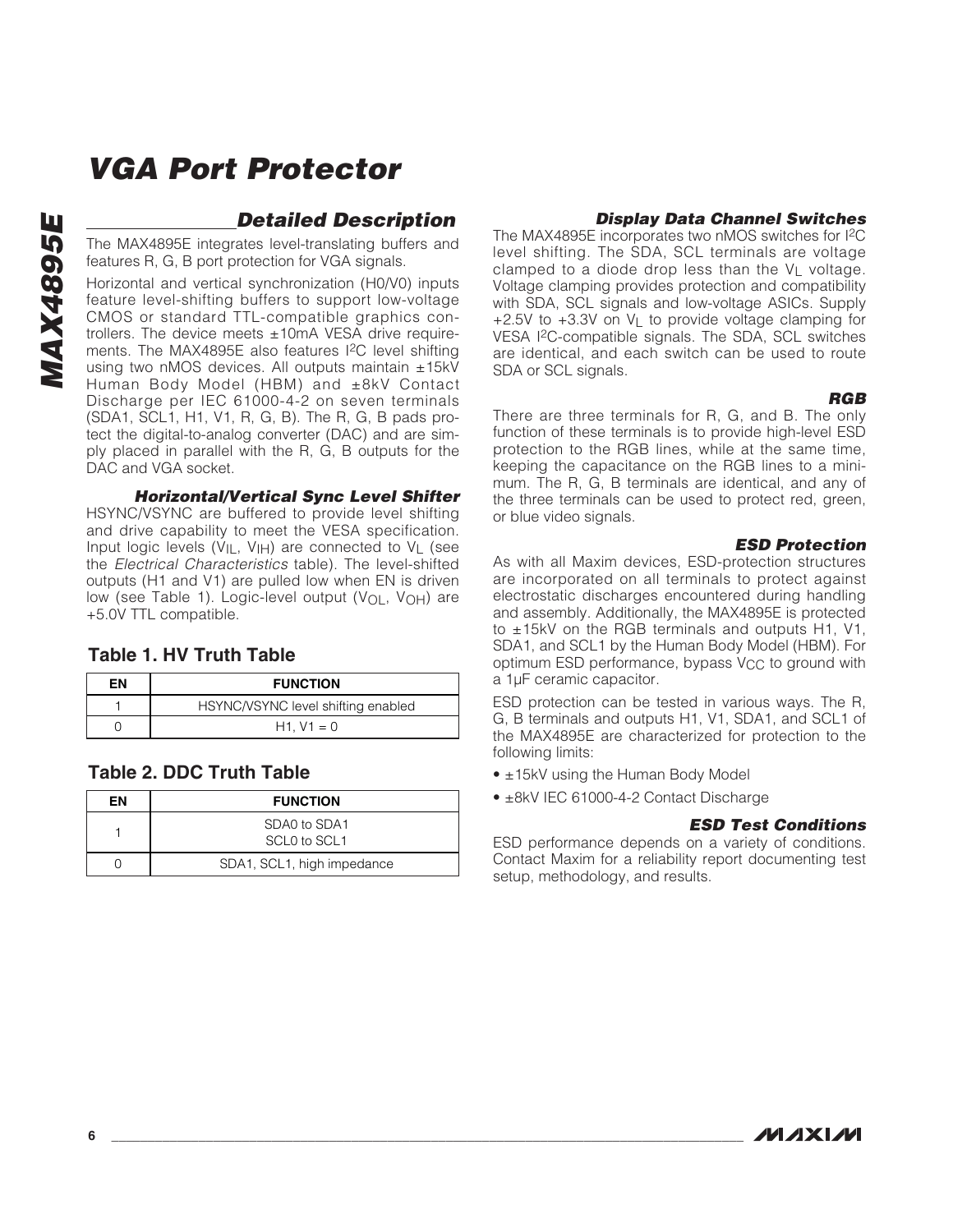## Detailed Description

The MAX4895E integrates level-translating buffers and features R, G, B port protection for VGA signals.

Horizontal and vertical synchronization (H0/V0) inputs feature level-shifting buffers to support low-voltage CMOS or standard TTL-compatible graphics controllers. The device meets ±10mA VESA drive requirements. The MAX4895E also features $I^2C$ level shifting using two nMOS devices. All outputs maintain ±15kV Human Body Model (HBM) and ±8kV Contact Discharge per IEC 61000-4-2 on seven terminals (SDA1, SCL1, H1, V1, R, G, B). The R, G, B pads protect the digital-to-analog converter (DAC) and are simply placed in parallel with the R, G, B outputs for the DAC and VGA socket.

### Horizontal/Vertical Sync Level Shifter

HSYNC/VSYNC are buffered to provide level shifting and drive capability to meet the VESA specification. Input logic levels ($V_{IL}$, $V_{IH}$) are connected to $V_L$ (see the *Electrical Characteristics* table). The level-shifted outputs (H1 and V1) are pulled low when EN is driven low (see Table 1). Logic-level output ($V_{OL}$, $V_{OH}$) are +5.0V TTL compatible.

**Table 1. HV Truth Table**

| EN | FUNCTION |
|---|---|
| 1 | HSYNC/VSYNC level shifting enabled |
| 0 | H1, V1 = 0 |

**Table 2. DDC Truth Table**

| EN | FUNCTION |
|---|---|
| 1 | SDA0 to SDA1<br>SCL0 to SCL1 |
| 0 | SDA1, SCL1, high impedance |

### Display Data Channel Switches

The MAX4895E incorporates two nMOS switches for $I^2C$ level shifting. The SDA, SCL terminals are voltage clamped to a diode drop less than the $V_L$ voltage. Voltage clamping provides protection and compatibility with SDA, SCL signals and low-voltage ASICs. Supply +2.5V to +3.3V on $V_L$ to provide voltage clamping for VESA $I^2C$-compatible signals. The SDA, SCL switches are identical, and each switch can be used to route SDA or SCL signals.

### RGB

There are three terminals for R, G, and B. The only function of these terminals is to provide high-level ESD protection to the RGB lines, while at the same time, keeping the capacitance on the RGB lines to a minimum. The R, G, B terminals are identical, and any of the three terminals can be used to protect red, green, or blue video signals.

### ESD Protection

As with all Maxim devices, ESD-protection structures are incorporated on all terminals to protect against electrostatic discharges encountered during handling and assembly. Additionally, the MAX4895E is protected to ±15kV on the RGB terminals and outputs H1, V1, SDA1, and SCL1 by the Human Body Model (HBM). For optimum ESD performance, bypass $V_{CC}$ to ground with a 1µF ceramic capacitor.

ESD protection can be tested in various ways. The R, G, B terminals and outputs H1, V1, SDA1, and SCL1 of the MAX4895E are characterized for protection to the following limits:

- ±15kV using the Human Body Model
- ±8kV IEC 61000-4-2 Contact Discharge

### ESD Test Conditions

ESD performance depends on a variety of conditions. Contact Maxim for a reliability report documenting test setup, methodology, and results.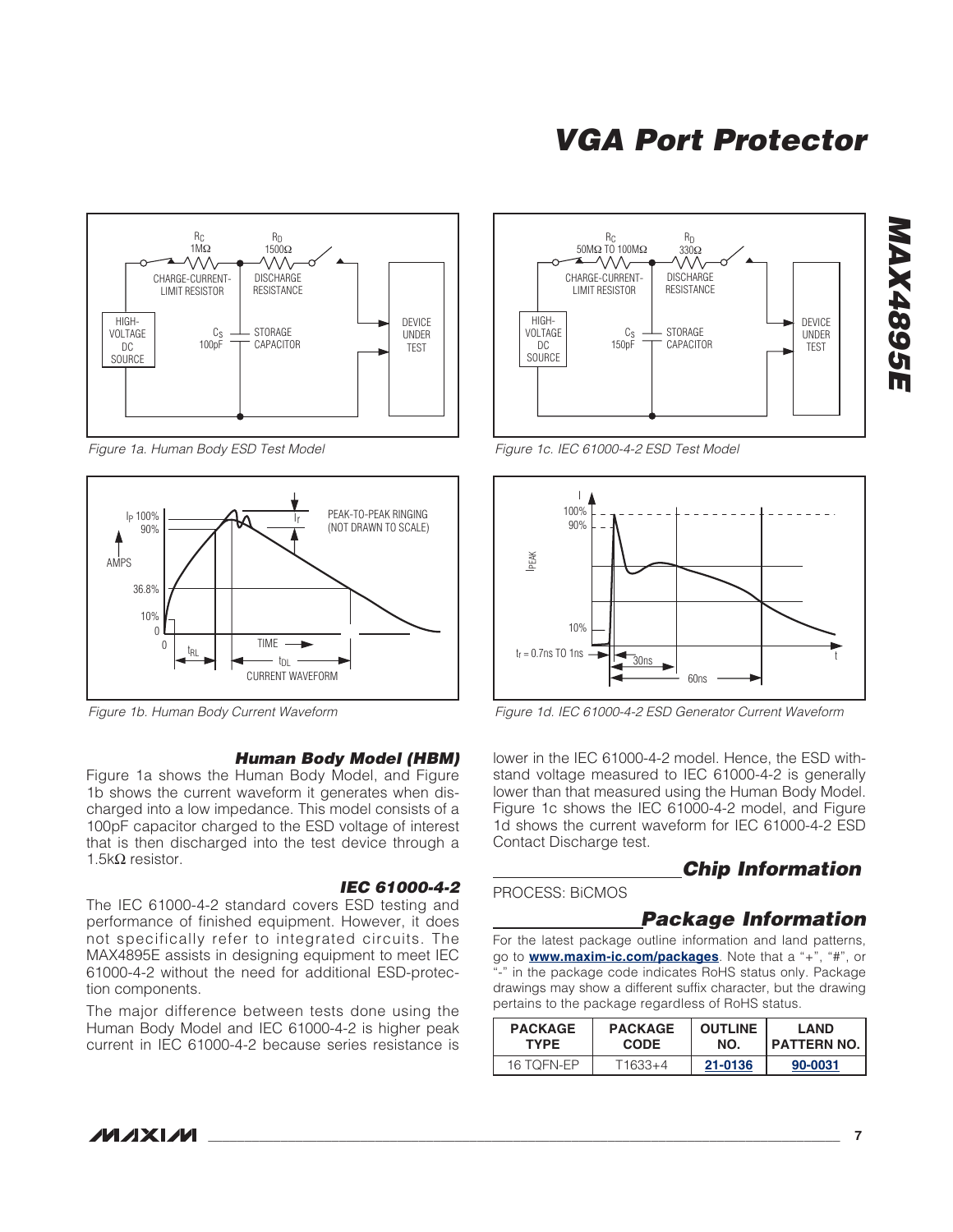R_C 1MΩ
CHARGE-CURRENT-LIMIT RESISTOR
R_D 1500Ω
DISCHARGE RESISTANCE
HIGH-VOLTAGE DC SOURCE
C_S 100pF
STORAGE CAPACITOR
DEVICE UNDER TEST

Figure 1a. Human Body ESD Test Model

I_P 100%
90%
AMPS
36.8%
10%
0
0
t_RL
I_r
PEAK-TO-PEAK RINGING (NOT DRAWN TO SCALE)
TIME
t_DL
CURRENT WAVEFORM

Figure 1b. Human Body Current Waveform

R_C 50MΩ TO 100MΩ
CHARGE-CURRENT-LIMIT RESISTOR
R_D 330Ω
DISCHARGE RESISTANCE
HIGH-VOLTAGE DC SOURCE
C_S 150pF
STORAGE CAPACITOR
DEVICE UNDER TEST

Figure 1c. IEC 61000-4-2 ESD Test Model

I
100%
90%
I_PEAK
10%
t_r = 0.7ns TO 1ns
30ns
60ns
t

Figure 1d. IEC 61000-4-2 ESD Generator Current Waveform

### Human Body Model (HBM)

Figure 1a shows the Human Body Model, and Figure 1b shows the current waveform it generates when discharged into a low impedance. This model consists of a 100pF capacitor charged to the ESD voltage of interest that is then discharged into the test device through a 1.5kΩ resistor.

### IEC 61000-4-2

The IEC 61000-4-2 standard covers ESD testing and performance of finished equipment. However, it does not specifically refer to integrated circuits. The MAX4895E assists in designing equipment to meet IEC 61000-4-2 without the need for additional ESD-protection components.

The major difference between tests done using the Human Body Model and IEC 61000-4-2 is higher peak current in IEC 61000-4-2 because series resistance is lower in the IEC 61000-4-2 model. Hence, the ESD withstand voltage measured to IEC 61000-4-2 is generally lower than that measured using the Human Body Model. Figure 1c shows the IEC 61000-4-2 model, and Figure 1d shows the current waveform for IEC 61000-4-2 ESD Contact Discharge test.

## Chip Information

PROCESS: BiCMOS

## Package Information

For the latest package outline information and land patterns, go to **www.maxim-ic.com/packages**. Note that a "+", "#", or "-" in the package code indicates RoHS status only. Package drawings may show a different suffix character, but the drawing pertains to the package regardless of RoHS status.

| PACKAGE TYPE | PACKAGE CODE | OUTLINE NO. | LAND PATTERN NO. |
|---|---|---|---|
| 16 TQFN-EP | T1633+4 | 21-0136 | 90-0031 |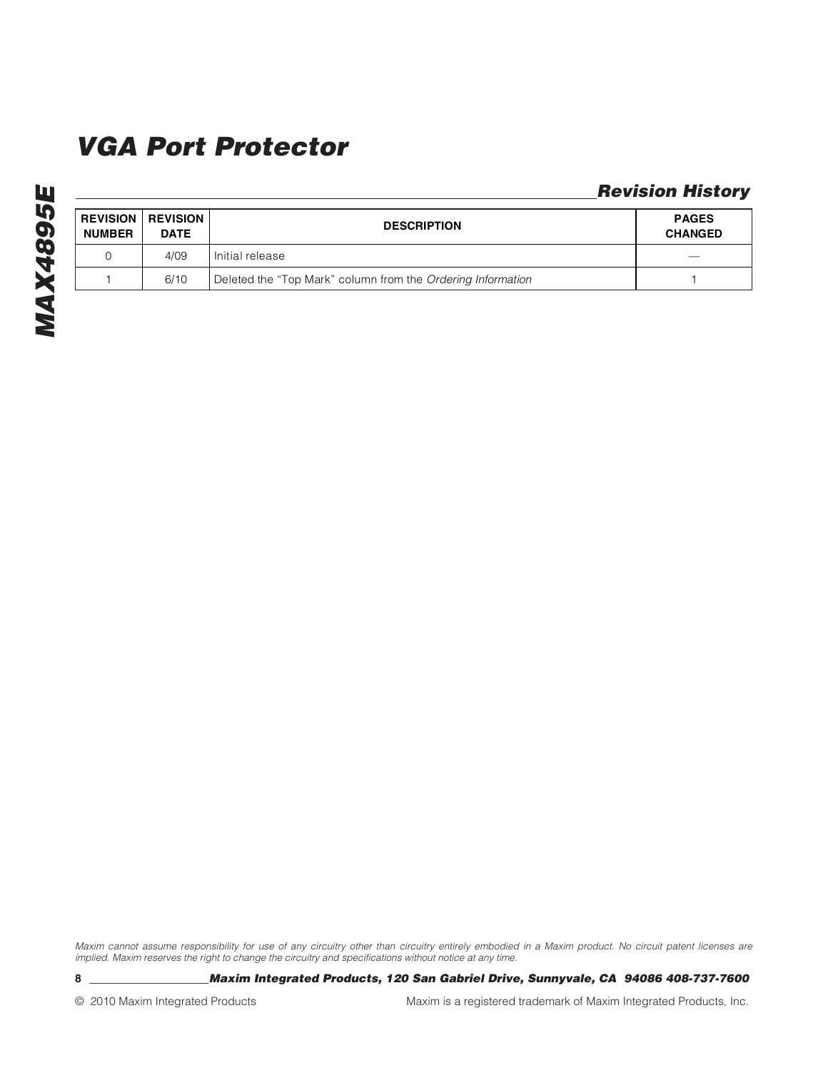## Revision History

| REVISION NUMBER | REVISION DATE | DESCRIPTION | PAGES CHANGED |
|---|---|---|---|
| 0 | 4/09 | Initial release | — |
| 1 | 6/10 | Deleted the "Top Mark" column from the *Ordering Information* | 1 |

*Maxim cannot assume responsibility for use of any circuitry other than circuitry entirely embodied in a Maxim product. No circuit patent licenses are implied. Maxim reserves the right to change the circuitry and specifications without notice at any time.*

***Maxim Integrated Products, 120 San Gabriel Drive, Sunnyvale, CA 94086 408-737-7600***

© 2010 Maxim Integrated Products

Maxim is a registered trademark of Maxim Integrated Products, Inc.